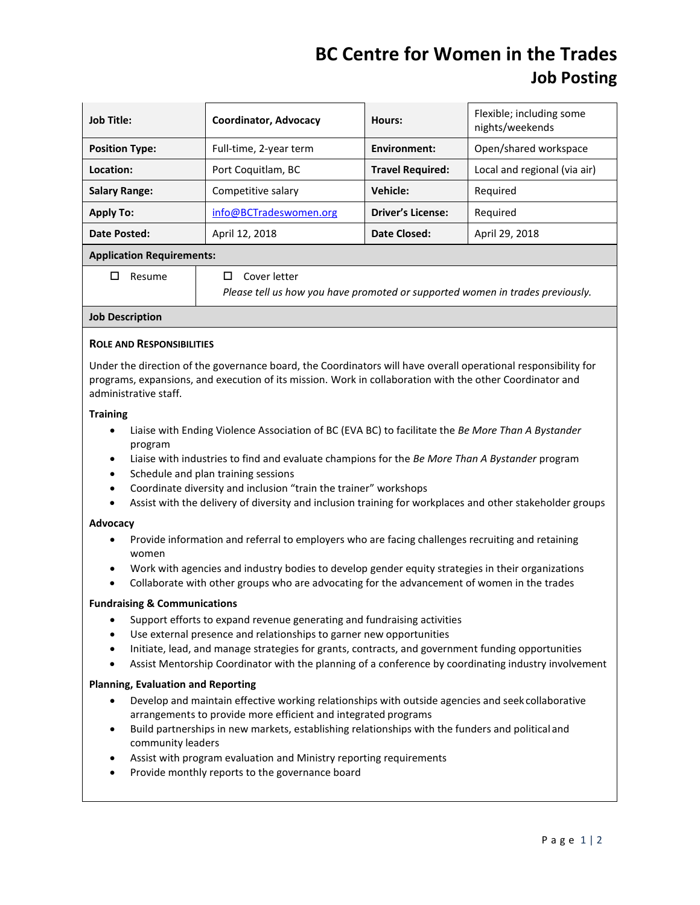# BC Centre for Women in the Trades

## Job Posting

| Job Title: | Coordinator, Advocacy | Hours: | Flexible; including some nights/weekends |
|---|---|---|---|
| Position Type: | Full-time, 2-year term | Environment: | Open/shared workspace |
| Location: | Port Coquitlam, BC | Travel Required: | Local and regional (via air) |
| Salary Range: | Competitive salary | Vehicle: | Required |
| Apply To: | info@BCTradeswomen.org | Driver's License: | Required |
| Date Posted: | April 12, 2018 | Date Closed: | April 29, 2018 |

**Application Requirements:**

- ☐ Resume
- ☐ Cover letter

  *Please tell us how you have promoted or supported women in trades previously.*

**Job Description**

**ROLE AND RESPONSIBILITIES**

Under the direction of the governance board, the Coordinators will have overall operational responsibility for programs, expansions, and execution of its mission. Work in collaboration with the other Coordinator and administrative staff.

**Training**

- Liaise with Ending Violence Association of BC (EVA BC) to facilitate the *Be More Than A Bystander* program
- Liaise with industries to find and evaluate champions for the *Be More Than A Bystander* program
- Schedule and plan training sessions
- Coordinate diversity and inclusion "train the trainer" workshops
- Assist with the delivery of diversity and inclusion training for workplaces and other stakeholder groups

**Advocacy**

- Provide information and referral to employers who are facing challenges recruiting and retaining women
- Work with agencies and industry bodies to develop gender equity strategies in their organizations
- Collaborate with other groups who are advocating for the advancement of women in the trades

**Fundraising & Communications**

- Support efforts to expand revenue generating and fundraising activities
- Use external presence and relationships to garner new opportunities
- Initiate, lead, and manage strategies for grants, contracts, and government funding opportunities
- Assist Mentorship Coordinator with the planning of a conference by coordinating industry involvement

**Planning, Evaluation and Reporting**

- Develop and maintain effective working relationships with outside agencies and seek collaborative arrangements to provide more efficient and integrated programs
- Build partnerships in new markets, establishing relationships with the funders and political and community leaders
- Assist with program evaluation and Ministry reporting requirements
- Provide monthly reports to the governance board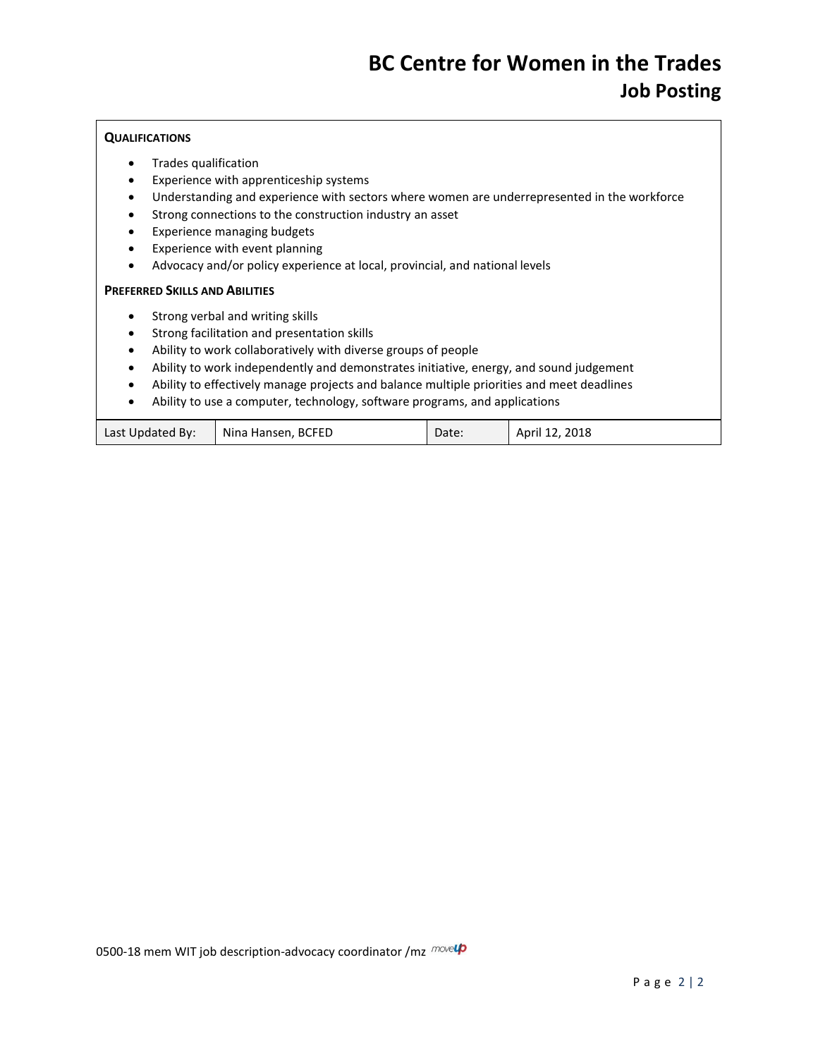**QUALIFICATIONS**

- Trades qualification
- Experience with apprenticeship systems
- Understanding and experience with sectors where women are underrepresented in the workforce
- Strong connections to the construction industry an asset
- Experience managing budgets
- Experience with event planning
- Advocacy and/or policy experience at local, provincial, and national levels

**PREFERRED SKILLS AND ABILITIES**

- Strong verbal and writing skills
- Strong facilitation and presentation skills
- Ability to work collaboratively with diverse groups of people
- Ability to work independently and demonstrates initiative, energy, and sound judgement
- Ability to effectively manage projects and balance multiple priorities and meet deadlines
- Ability to use a computer, technology, software programs, and applications

| | | | |
|---|---|---|---|
| Last Updated By: | Nina Hansen, BCFED | Date: | April 12, 2018 |

0500-18 mem WIT job description-advocacy coordinator /mz moveUP